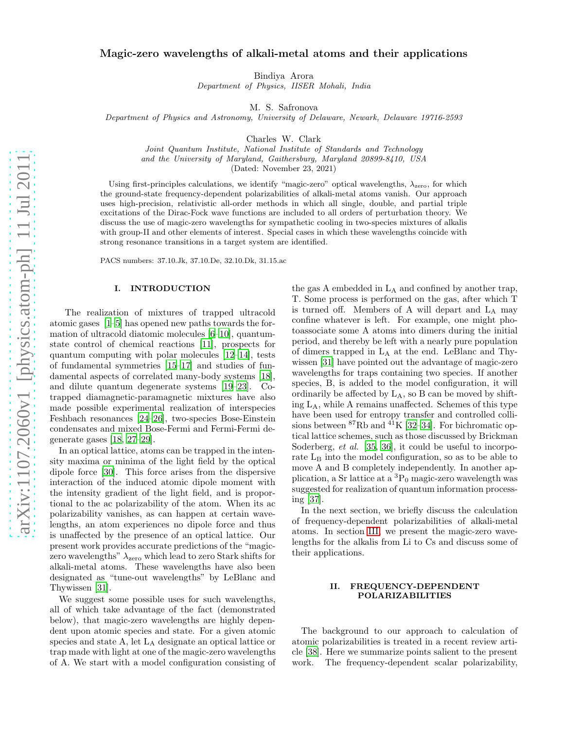# Magic-zero wavelengths of alkali-metal atoms and their applications

Bindiya Arora
*Department of Physics, IISER Mohali, India*

M. S. Safronova
*Department of Physics and Astronomy, University of Delaware, Newark, Delaware 19716-2593*

Charles W. Clark
*Joint Quantum Institute, National Institute of Standards and Technology and the University of Maryland, Gaithersburg, Maryland 20899-8410, USA*
(Dated: November 23, 2021)

Using first-principles calculations, we identify "magic-zero" optical wavelengths, $\lambda_{\rm zero}$, for which the ground-state frequency-dependent polarizabilities of alkali-metal atoms vanish. Our approach uses high-precision, relativistic all-order methods in which all single, double, and partial triple excitations of the Dirac-Fock wave functions are included to all orders of perturbation theory. We discuss the use of magic-zero wavelengths for sympathetic cooling in two-species mixtures of alkalis with group-II and other elements of interest. Special cases in which these wavelengths coincide with strong resonance transitions in a target system are identified.

PACS numbers: 37.10.Jk, 37.10.De, 32.10.Dk, 31.15.ac

## I. INTRODUCTION

The realization of mixtures of trapped ultracold atomic gases [1–5] has opened new paths towards the formation of ultracold diatomic molecules [6–10], quantum-state control of chemical reactions [11], prospects for quantum computing with polar molecules [12–14], tests of fundamental symmetries [15–17] and studies of fundamental aspects of correlated many-body systems [18], and dilute quantum degenerate systems [19–23]. Co-trapped diamagnetic-paramagnetic mixtures have also made possible experimental realization of interspecies Feshbach resonances [24–26], two-species Bose-Einstein condensates and mixed Bose-Fermi and Fermi-Fermi degenerate gases [18, 27–29].

In an optical lattice, atoms can be trapped in the intensity maxima or minima of the light field by the optical dipole force [30]. This force arises from the dispersive interaction of the induced atomic dipole moment with the intensity gradient of the light field, and is proportional to the ac polarizability of the atom. When its ac polarizability vanishes, as can happen at certain wavelengths, an atom experiences no dipole force and thus is unaffected by the presence of an optical lattice. Our present work provides accurate predictions of the "magic-zero wavelengths" $\lambda_{\rm zero}$ which lead to zero Stark shifts for alkali-metal atoms. These wavelengths have also been designated as "tune-out wavelengths" by LeBlanc and Thywissen [31].

We suggest some possible uses for such wavelengths, all of which take advantage of the fact (demonstrated below), that magic-zero wavelengths are highly dependent upon atomic species and state. For a given atomic species and state A, let $\rm L_A$ designate an optical lattice or trap made with light at one of the magic-zero wavelengths of A. We start with a model configuration consisting of the gas A embedded in $\rm L_A$ and confined by another trap, T. Some process is performed on the gas, after which T is turned off. Members of A will depart and $\rm L_A$ may confine whatever is left. For example, one might photoassociate some A atoms into dimers during the initial period, and thereby be left with a nearly pure population of dimers trapped in $\rm L_A$ at the end. LeBlanc and Thywissen [31] have pointed out the advantage of magic-zero wavelengths for traps containing two species. If another species, B, is added to the model configuration, it will ordinarily be affected by $\rm L_A$, so B can be moved by shifting $\rm L_A$, while A remains unaffected. Schemes of this type have been used for entropy transfer and controlled collisions between $^{87}$Rb and $^{41}$K [32–34]. For bichromatic optical lattice schemes, such as those discussed by Brickman Soderberg, *et al.* [35, 36], it could be useful to incorporate $\rm L_B$ into the model configuration, so as to be able to move A and B completely independently. In another application, a Sr lattice at a $^3$P$_0$ magic-zero wavelength was suggested for realization of quantum information processing [37].

In the next section, we briefly discuss the calculation of frequency-dependent polarizabilities of alkali-metal atoms. In section III, we present the magic-zero wavelengths for the alkalis from Li to Cs and discuss some of their applications.

## II. FREQUENCY-DEPENDENT POLARIZABILITIES

The background to our approach to calculation of atomic polarizabilities is treated in a recent review article [38]. Here we summarize points salient to the present work. The frequency-dependent scalar polarizability,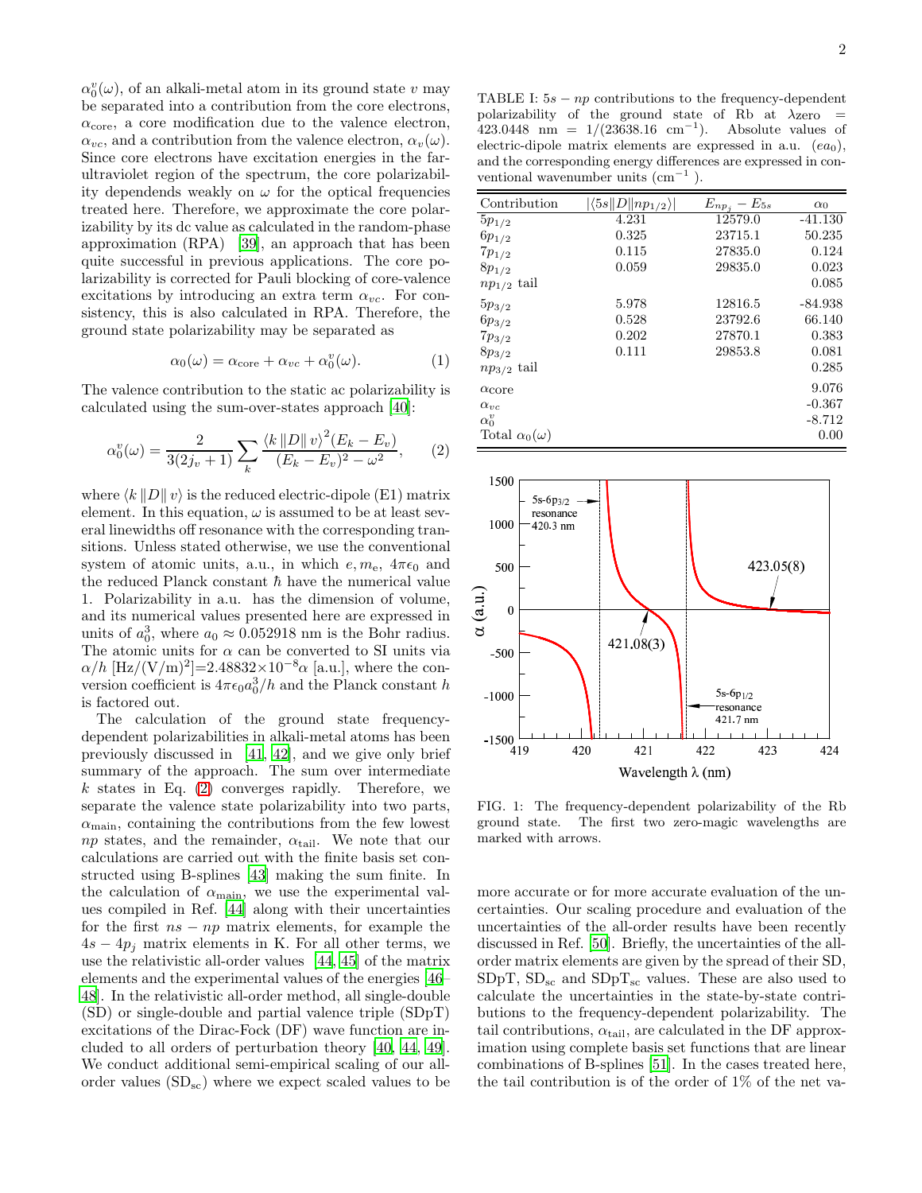$\alpha_0^v(\omega)$, of an alkali-metal atom in its ground state $v$ may be separated into a contribution from the core electrons, $\alpha_{\rm core}$, a core modification due to the valence electron, $\alpha_{vc}$, and a contribution from the valence electron, $\alpha_v(\omega)$. Since core electrons have excitation energies in the far-ultraviolet region of the spectrum, the core polarizability dependends weakly on $\omega$ for the optical frequencies treated here. Therefore, we approximate the core polarizability by its dc value as calculated in the random-phase approximation (RPA) [39], an approach that has been quite successful in previous applications. The core polarizability is corrected for Pauli blocking of core-valence excitations by introducing an extra term $\alpha_{vc}$. For consistency, this is also calculated in RPA. Therefore, the ground state polarizability may be separated as

$$\alpha_0(\omega) = \alpha_{\rm core} + \alpha_{vc} + \alpha_0^v(\omega). \quad (1)$$

The valence contribution to the static ac polarizability is calculated using the sum-over-states approach [40]:

$$\alpha_0^v(\omega) = \frac{2}{3(2j_v+1)} \sum_k \frac{\langle k \| D \| v\rangle^2 (E_k - E_v)}{(E_k - E_v)^2 - \omega^2}, \quad (2)$$

where $\langle k \| D \| v\rangle$ is the reduced electric-dipole (E1) matrix element. In this equation, $\omega$ is assumed to be at least several linewidths off resonance with the corresponding transitions. Unless stated otherwise, we use the conventional system of atomic units, a.u., in which $e, m_{\rm e}$, $4\pi\epsilon_0$ and the reduced Planck constant $\hbar$ have the numerical value 1. Polarizability in a.u. has the dimension of volume, and its numerical values presented here are expressed in units of $a_0^3$, where $a_0 \approx 0.052918$ nm is the Bohr radius. The atomic units for $\alpha$ can be converted to SI units via $\alpha/h$ [Hz/(V/m)$^2$]=2.48832$\times 10^{-8}\alpha$ [a.u.], where the conversion coefficient is $4\pi\epsilon_0 a_0^3/h$ and the Planck constant $h$ is factored out.

The calculation of the frequency-dependent polarizabilities in alkali-metal atoms has been previously discussed in [41, 42], and we give only brief summary of the approach. The sum over intermediate $k$ states in Eq. (2) converges rapidly. Therefore, we separate the valence state polarizability into two parts, $\alpha_{\rm main}$, containing the contributions from the few lowest $np$ states, and the remainder, $\alpha_{\rm tail}$. We note that our calculations are carried out with the finite basis set constructed using B-splines [43] making the sum finite. In the calculation of $\alpha_{\rm main}$, we use the experimental values compiled in Ref. [44] along with their uncertainties for the first $ns-np$ matrix elements, for example the $4s-4p_j$ matrix elements in K. For all other terms, we use the relativistic all-order values [44, 45] of the matrix elements and the experimental values of the energies [46–48]. In the relativistic all-order method, all single-double (SD) or single-double and partial valence triple (SDpT) excitations of the Dirac-Fock (DF) wave function are included to all orders of perturbation theory [40, 44, 49]. We conduct additional semi-empirical scaling of our all-order values (SD$_{\rm sc}$) where we expect scaled values to be more accurate or for more accurate evaluation of the uncertainties. Our scaling procedure and evaluation of the uncertainties of the all-order results have been recently discussed in Ref. [50]. Briefly, the uncertainties of the all-order matrix elements are given by the spread of their SD, SDpT, SD$_{\rm sc}$ and SDpT$_{\rm sc}$ values. These are also used to calculate the uncertainties in the state-by-state contributions to the frequency-dependent polarizability. The tail contributions, $\alpha_{\rm tail}$, are calculated in the DF approximation using complete basis set functions that are linear combinations of B-splines [51]. In the cases treated here, the tail contribution is of the order of 1% of the net va-

TABLE I: $5s-np$ contributions to the frequency-dependent polarizability of the ground state of Rb at λzero = 423.0448 nm = 1/(23638.16 cm$^{-1}$). Absolute values of electric-dipole matrix elements are expressed in a.u. ($ea_0$), and the corresponding energy differences are expressed in conventional wavenumber units (cm$^{-1}$).

| Contribution | $\lvert\langle 5s\|D\|np_{1/2}\rangle\rvert$ | $E_{np_j} - E_{5s}$ | $\alpha_0$ |
|---|---|---|---|
| $5p_{1/2}$ | 4.231 | 12579.0 | -41.130 |
| $6p_{1/2}$ | 0.325 | 23715.1 | 50.235 |
| $7p_{1/2}$ | 0.115 | 27835.0 | 0.124 |
| $8p_{1/2}$ | 0.059 | 29835.0 | 0.023 |
| $np_{1/2}$ tail | | | 0.085 |
| $5p_{3/2}$ | 5.978 | 12816.5 | -84.938 |
| $6p_{3/2}$ | 0.528 | 23792.6 | 66.140 |
| $7p_{3/2}$ | 0.202 | 27870.1 | 0.383 |
| $8p_{3/2}$ | 0.111 | 29853.8 | 0.081 |
| $np_{3/2}$ tail | | | 0.285 |
| $\alpha$core | | | 9.076 |
| $\alpha_{vc}$ | | | -0.367 |
| $\alpha_0^v$ | | | -8.712 |
| Total $\alpha_0(\omega)$ | | | 0.00 |

FIG. 1: The frequency-dependent polarizability of the Rb ground state. The first two zero-magic wavelengths are marked with arrows.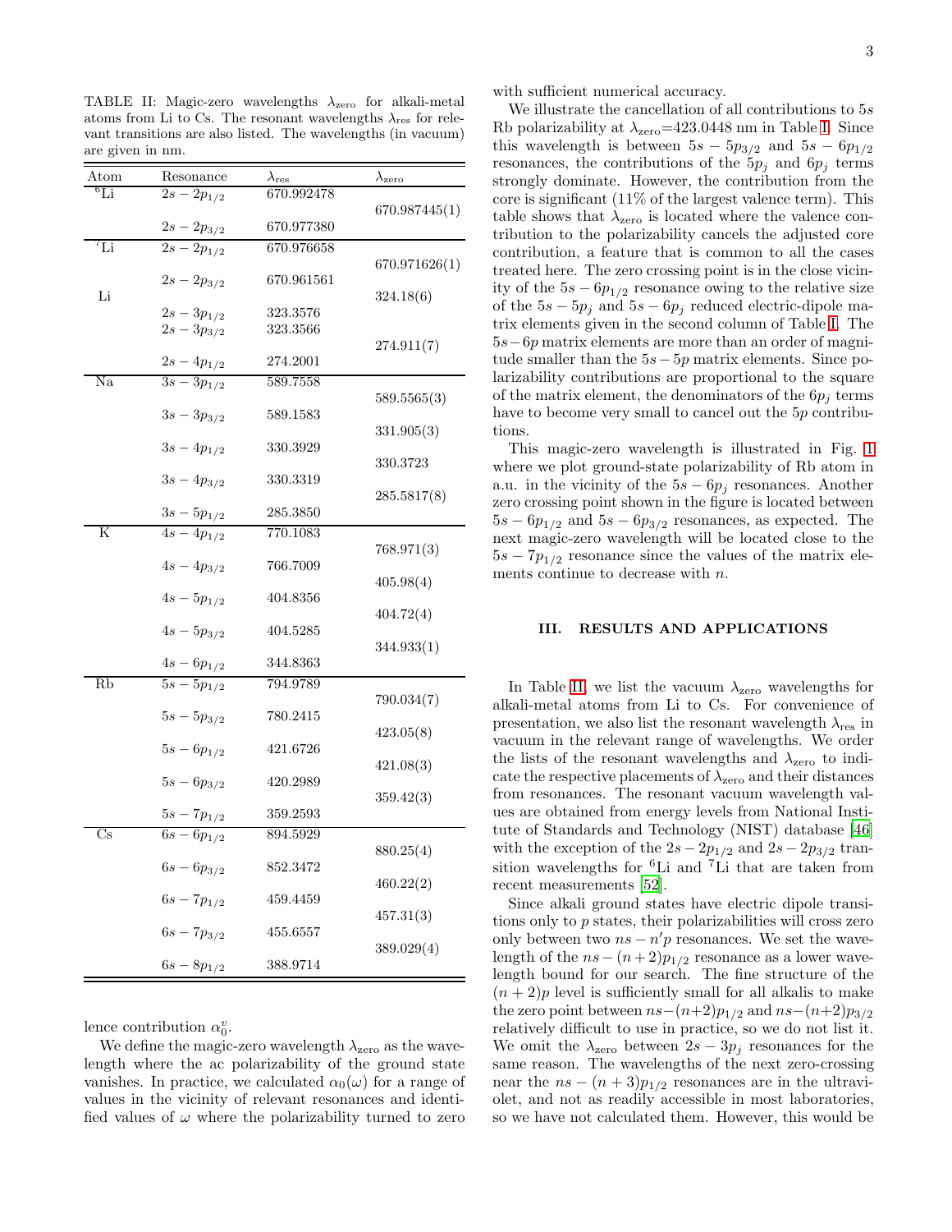TABLE II: Magic-zero wavelengths $\lambda_{\rm zero}$ for alkali-metal atoms from Li to Cs. The resonant wavelengths $\lambda_{\rm res}$ for relevant transitions are also listed. The wavelengths (in vacuum) are given in nm.

| Atom | Resonance | $\lambda_{\rm res}$ | $\lambda_{\rm zero}$ |
|---|---|---|---|
| $^6$Li | $2s-2p_{1/2}$ | 670.992478 | |
| | | | 670.987445(1) |
| | $2s-2p_{3/2}$ | 670.977380 | |
| $^7$Li | $2s-2p_{1/2}$ | 670.976658 | |
| | | | 670.971626(1) |
| | $2s-2p_{3/2}$ | 670.961561 | |
| Li | | | 324.18(6) |
| | $2s-3p_{1/2}$ | 323.3576 | |
| | $2s-3p_{3/2}$ | 323.3566 | |
| | | | 274.911(7) |
| | $2s-4p_{1/2}$ | 274.2001 | |
| Na | $3s-3p_{1/2}$ | 589.7558 | |
| | | | 589.5565(3) |
| | $3s-3p_{3/2}$ | 589.1583 | |
| | | | 331.905(3) |
| | $3s-4p_{1/2}$ | 330.3929 | |
| | | | 330.3723 |
| | $3s-4p_{3/2}$ | 330.3319 | |
| | | | 285.5817(8) |
| | $3s-5p_{1/2}$ | 285.3850 | |
| K | $4s-4p_{1/2}$ | 770.1083 | |
| | | | 768.971(3) |
| | $4s-4p_{3/2}$ | 766.7009 | |
| | | | 405.98(4) |
| | $4s-5p_{1/2}$ | 404.8356 | |
| | | | 404.72(4) |
| | $4s-5p_{3/2}$ | 404.5285 | |
| | | | 344.933(1) |
| | $4s-6p_{1/2}$ | 344.8363 | |
| Rb | $5s-5p_{1/2}$ | 794.9789 | |
| | | | 790.034(7) |
| | $5s-5p_{3/2}$ | 780.2415 | |
| | | | 423.05(8) |
| | $5s-6p_{1/2}$ | 421.6726 | |
| | | | 421.08(3) |
| | $5s-6p_{3/2}$ | 420.2989 | |
| | | | 359.42(3) |
| | $5s-7p_{1/2}$ | 359.2593 | |
| Cs | $6s-6p_{1/2}$ | 894.5929 | |
| | | | 880.25(4) |
| | $6s-6p_{3/2}$ | 852.3472 | |
| | | | 460.22(2) |
| | $6s-7p_{1/2}$ | 459.4459 | |
| | | | 457.31(3) |
| | $6s-7p_{3/2}$ | 455.6557 | |
| | | | 389.029(4) |
| | $6s-8p_{1/2}$ | 388.9714 | |

lence contribution $\alpha_0^v$.

We define the magic-zero wavelength $\lambda_{\rm zero}$ as the wavelength where the ac polarizability of the ground state vanishes. In practice, we calculated $\alpha_0(\omega)$ for a range of values in the vicinity of relevant resonances and identified values of $\omega$ where the polarizability turned to zero with sufficient numerical accuracy.

We illustrate the cancellation of all contributions to $5s$ Rb polarizability at $\lambda_{\rm zero}$=423.0448 nm in Table I. Since this wavelength is between $5s-5p_{3/2}$ and $5s-6p_{1/2}$ resonances, the contributions of the $5p_j$ and $6p_j$ terms strongly dominate. However, the contribution from the core is significant (11% of the largest valence term). This table shows that $\lambda_{\rm zero}$ is located where the valence contribution to the polarizability cancels the adjusted core contribution, a feature that is common to all the cases treated here. The zero crossing point is in the close vicinity of the $5s-6p_{1/2}$ resonance owing to the relative size of the $5s-5p_j$ and $5s-6p_j$ reduced electric-dipole matrix elements given in the second column of Table I. The $5s-6p$ matrix elements are more than an order of magnitude smaller than the $5s-5p$ matrix elements. Since polarizability contributions are proportional to the square of the matrix element, the denominators of the $6p_j$ terms have to become very small to cancel out the $5p$ contributions.

This magic-zero wavelength is illustrated in Fig. 1 where we plot ground-state polarizability of Rb atom in a.u. in the vicinity of the $5s-6p_j$ resonances. Another zero crossing point shown in the figure is located between $5s-6p_{1/2}$ and $5s-6p_{3/2}$ resonances, as expected. The next magic-zero wavelength will be located close to the $5s-7p_{1/2}$ resonance since the values of the matrix elements continue to decrease with $n$.

## III. RESULTS AND APPLICATIONS

In Table II, we list the vacuum $\lambda_{\rm zero}$ wavelengths for alkali-metal atoms from Li to Cs. For convenience of presentation, we also list the resonant wavelength $\lambda_{\rm res}$ in vacuum in the relevant range of wavelengths. We order the lists of the resonant wavelengths and $\lambda_{\rm zero}$ to indicate the respective placements of $\lambda_{\rm zero}$ and their distances from resonances. The resonant vacuum wavelength values are obtained from energy levels from National Institute of Standards and Technology (NIST) database [46] with the exception of the $2s-2p_{1/2}$ and $2s-2p_{3/2}$ transition wavelengths for $^6$Li and $^7$Li that are taken from recent measurements [52].

Since alkali ground states have electric dipole transitions only to $p$ states, their polarizabilities will cross zero only between two $ns-n'p$ resonances. We set the wavelength of the $ns-(n+2)p_{1/2}$ resonance as a lower wavelength bound for our search. The fine structure of the $(n+2)p$ level is sufficiently small for all alkalis to make the zero point between $ns-(n+2)p_{1/2}$ and $ns-(n+2)p_{3/2}$ relatively difficult to use in practice, so we do not list it. We omit the $\lambda_{\rm zero}$ between $2s-3p_j$ resonances for the same reason. The wavelengths of the next zero-crossing near the $ns-(n+3)p_{1/2}$ resonances are in the ultraviolet, and not as readily accessible in most laboratories, so we have not calculated them. However, this would be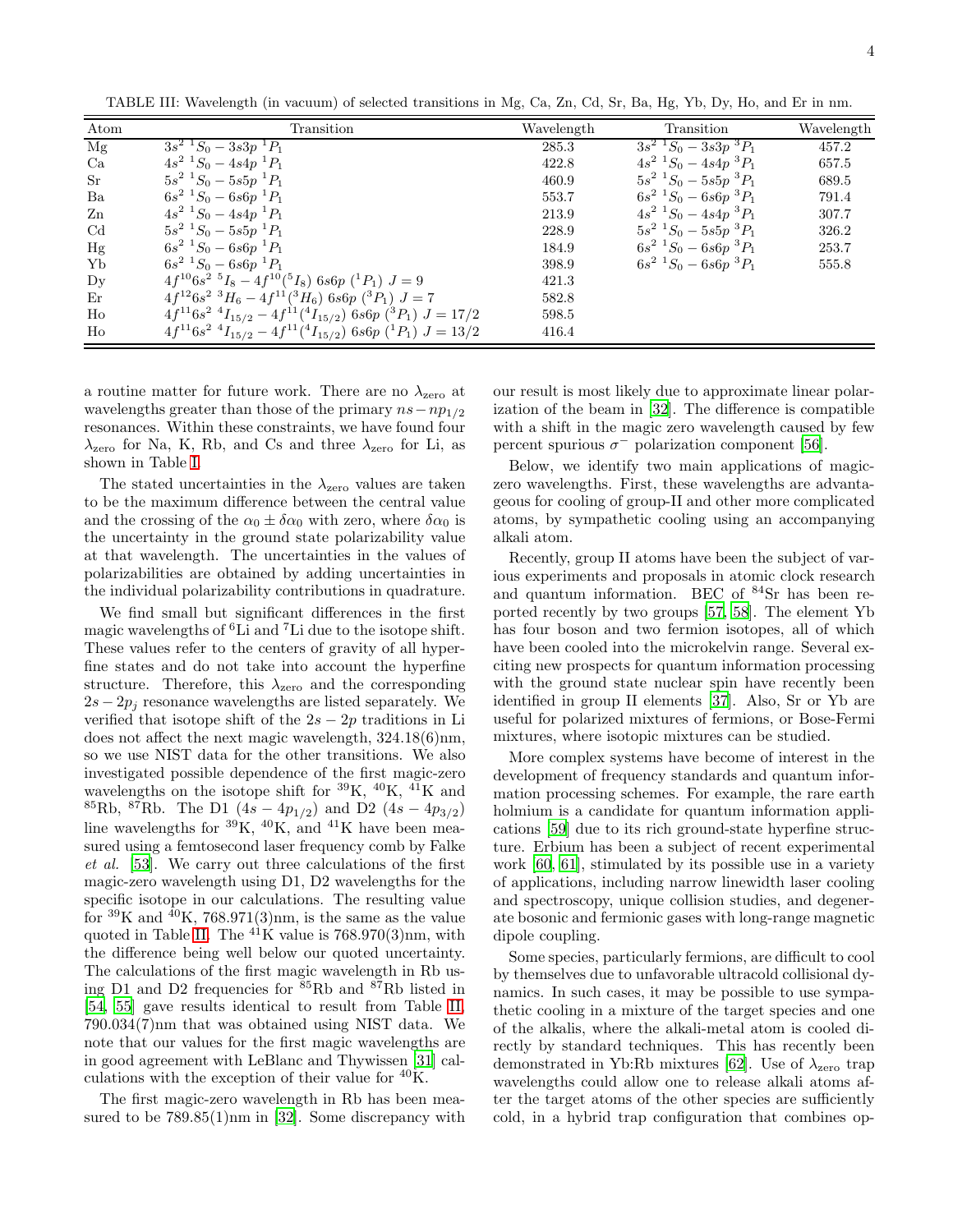TABLE III: Wavelength (in vacuum) of selected transitions in Mg, Ca, Zn, Cd, Sr, Ba, Hg, Yb, Dy, Ho, and Er in nm.

| Atom | Transition | Wavelength | Transition | Wavelength |
|---|---|---|---|---|
| Mg | $3s^2\ ^1S_0 - 3s3p\ ^1P_1$ | 285.3 | $3s^2\ ^1S_0 - 3s3p\ ^3P_1$ | 457.2 |
| Ca | $4s^2\ ^1S_0 - 4s4p\ ^1P_1$ | 422.8 | $4s^2\ ^1S_0 - 4s4p\ ^3P_1$ | 657.5 |
| Sr | $5s^2\ ^1S_0 - 5s5p\ ^1P_1$ | 460.9 | $5s^2\ ^1S_0 - 5s5p\ ^3P_1$ | 689.5 |
| Ba | $6s^2\ ^1S_0 - 6s6p\ ^1P_1$ | 553.7 | $6s^2\ ^1S_0 - 6s6p\ ^3P_1$ | 791.4 |
| Zn | $4s^2\ ^1S_0 - 4s4p\ ^1P_1$ | 213.9 | $4s^2\ ^1S_0 - 4s4p\ ^3P_1$ | 307.7 |
| Cd | $5s^2\ ^1S_0 - 5s5p\ ^1P_1$ | 228.9 | $5s^2\ ^1S_0 - 5s5p\ ^3P_1$ | 326.2 |
| Hg | $6s^2\ ^1S_0 - 6s6p\ ^1P_1$ | 184.9 | $6s^2\ ^1S_0 - 6s6p\ ^3P_1$ | 253.7 |
| Yb | $6s^2\ ^1S_0 - 6s6p\ ^1P_1$ | 398.9 | $6s^2\ ^1S_0 - 6s6p\ ^3P_1$ | 555.8 |
| Dy | $4f^{10}6s^2\ ^5I_8 - 4f^{10}(^5I_8)\ 6s6p\ (^1P_1)\ J=9$ | 421.3 | | |
| Er | $4f^{12}6s^2\ ^3H_6 - 4f^{11}(^3H_6)\ 6s6p\ (^3P_1)\ J=7$ | 582.8 | | |
| Ho | $4f^{11}6s^2\ ^4I_{15/2} - 4f^{11}(^4I_{15/2})\ 6s6p\ (^3P_1)\ J=17/2$ | 598.5 | | |
| Ho | $4f^{11}6s^2\ ^4I_{15/2} - 4f^{11}(^4I_{15/2})\ 6s6p\ (^1P_1)\ J=13/2$ | 416.4 | | |

a routine matter for future work. There are no $\lambda_{\rm zero}$ at wavelengths greater than those of the primary $ns-np_{1/2}$ resonances. Within these constraints, we have found four $\lambda_{\rm zero}$ for Na, K, Rb, and Cs and three $\lambda_{\rm zero}$ for Li, as shown in Table I.

The stated uncertainties in the $\lambda_{\rm zero}$ values are taken to be the maximum difference between the central value and the crossing of the $\alpha_0 \pm \delta\alpha_0$ with zero, where $\delta\alpha_0$ is the uncertainty in the ground state polarizability value at that wavelength. The uncertainties in the values of polarizabilities are obtained by adding uncertainties in the individual polarizability contributions in quadrature.

We find small but significant differences in the first magic wavelengths of $^6$Li and $^7$Li due to the isotope shift. These values refer to the centers of gravity of all hyperfine states and do not take into account the hyperfine structure. Therefore, this $\lambda_{\rm zero}$ and the corresponding $2s-2p_j$ resonance wavelengths are listed separately. We verified that isotope shift of the $2s-2p$ traditions in Li does not affect the next magic wavelength, 324.18(6)nm, so we use NIST data for the other transitions. We also investigated possible dependence of the first magic-zero wavelengths on the isotope shift for $^{39}$K, $^{40}$K, $^{41}$K and $^{85}$Rb, $^{87}$Rb. The D1 $(4s-4p_{1/2})$ and D2 $(4s-4p_{3/2})$ line wavelengths for $^{39}$K, $^{40}$K, and $^{41}$K have been measured using a femtosecond laser frequency comb by Falke *et al.* [53]. We carry out three calculations of the first magic-zero wavelength using D1, D2 wavelengths for the specific isotope in our calculations. The resulting value for $^{39}$K and $^{40}$K, 768.971(3)nm, is the same as the value quoted in Table II. The $^{41}$K value is 768.970(3)nm, with the difference being well below our quoted uncertainty. The calculations of the first magic wavelength in Rb using D1 and D2 frequencies for $^{85}$Rb and $^{87}$Rb listed in [54, 55] gave results identical to result from Table II, 790.034(7)nm that was obtained using NIST data. We note that our values for the first magic wavelengths are in good agreement with LeBlanc and Thywissen [31] calculations with the exception of their value for $^{40}$K.

The first magic-zero wavelength in Rb has been measured to be 789.85(1)nm in [32]. Some discrepancy with our result is most likely due to approximate linear polarization of the beam in [32]. The difference is compatible with a shift in the magic zero wavelength caused by few percent spurious $\sigma^-$ polarization component [56].

Below, we identify two main applications of magic-zero wavelengths. First, these wavelengths are advantageous for cooling of group-II and other more complicated atoms, by sympathetic cooling using an accompanying alkali atom.

Recently, group II atoms have been the subject of various experiments and proposals in atomic clock research and quantum information. BEC of $^{84}$Sr has been reported recently by two groups [57, 58]. The element Yb has four boson and two fermion isotopes, all of which have been cooled into the microkelvin range. Several exciting new prospects for quantum information processing with the ground state nuclear spin have recently been identified in group II elements [37]. Also, Sr or Yb are useful for polarized mixtures of fermions, or Bose-Fermi mixtures, where isotopic mixtures can be studied.

More complex systems have become of interest in the development of frequency standards and quantum information processing schemes. For example, the rare earth holmium is a candidate for quantum information applications [59] due to its rich ground-state hyperfine structure. Erbium has been a subject of recent experimental work [60, 61], stimulated by its possible use in a variety of applications, including narrow linewidth laser cooling and spectroscopy, unique collision studies, and degenerate bosonic and fermionic gases with long-range magnetic dipole coupling.

Some species, particularly fermions, are difficult to cool by themselves due to unfavorable ultracold collisional dynamics. In such cases, it may be possible to use sympathetic cooling in a mixture of the target species and one of the alkalis, where the alkali-metal atom is cooled directly by standard techniques. This has recently been demonstrated in Yb:Rb mixtures [62]. Use of $\lambda_{\rm zero}$ trap wavelengths could allow one to release alkali atoms after the target atoms of the other species are sufficiently cold, in a hybrid trap configuration that combines op-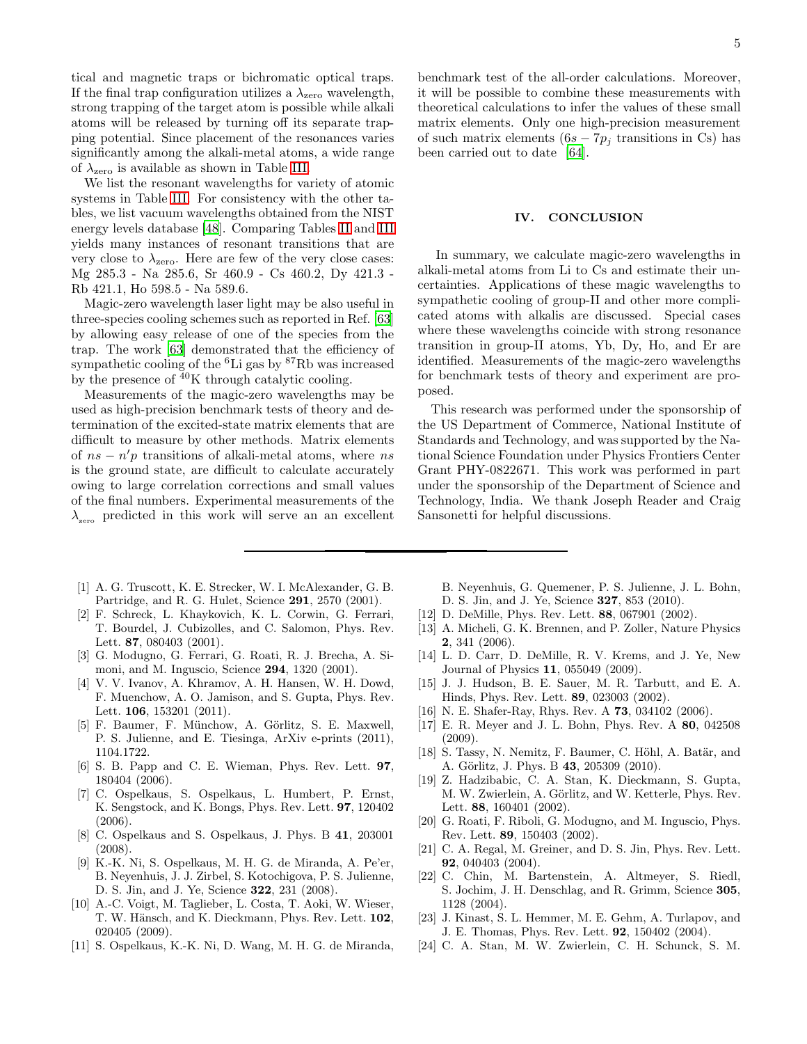tical and magnetic traps or bichromatic optical traps. If the final trap configuration utilizes a $\lambda_{\rm zero}$ wavelength, strong trapping of the target atom is possible while alkali atoms will be released by turning off its separate trapping potential. Since placement of the resonances varies significantly among the alkali-metal atoms, a wide range of $\lambda_{\rm zero}$ is available as shown in Table III.

We list the resonant wavelengths for variety of atomic systems in Table III. For consistency with the other tables, we list vacuum wavelengths obtained from the NIST energy levels database [48]. Comparing Tables II and III yields many instances of resonant transitions that are very close to $\lambda_{\rm zero}$. Here are few of the very close cases: Mg 285.3 - Na 285.6, Sr 460.9 - Cs 460.2, Dy 421.3 - Rb 421.1, Ho 598.5 - Na 589.6.

Magic-zero wavelength laser light may be also useful in three-species cooling schemes such as reported in Ref. [63] by allowing easy release of one of the species from the trap. The work [63] demonstrated that the efficiency of sympathetic cooling of the $^6$Li gas by $^{87}$Rb was increased by the presence of $^{40}$K through catalytic cooling.

Measurements of the magic-zero wavelengths may be used as high-precision benchmark tests of theory and determination of the excited-state matrix elements that are difficult to measure by other methods. Matrix elements of $ns - n'p$ transitions of alkali-metal atoms, where $ns$ is the ground state, are difficult to calculate accurately owing to large correlation corrections and small values of the final numbers. Experimental measurements of the $\lambda_{\rm zero}$ predicted in this work will serve an an excellent benchmark test of the all-order calculations. Moreover, it will be possible to combine these measurements with theoretical calculations to infer the values of these small matrix elements. Only one high-precision measurement of such matrix elements ($6s - 7p_j$ transitions in Cs) has been carried out to date [64].

## IV. CONCLUSION

In summary, we calculate magic-zero wavelengths in alkali-metal atoms from Li to Cs and estimate their uncertainties. Applications of these magic wavelengths to sympathetic cooling of group-II and other more complicated atoms with alkalis are discussed. Special cases where these wavelengths coincide with strong resonance transition in group-II atoms, Yb, Dy, Ho, and Er are identified. Measurements of the magic-zero wavelengths for benchmark tests of theory and experiment are proposed.

This research was performed under the sponsorship of the US Department of Commerce, National Institute of Standards and Technology, and was supported by the National Science Foundation under Physics Frontiers Center Grant PHY-0822671. This work was performed in part under the sponsorship of the Department of Science and Technology, India. We thank Joseph Reader and Craig Sansonetti for helpful discussions.

---

[1] A. G. Truscott, K. E. Strecker, W. I. McAlexander, G. B. Partridge, and R. G. Hulet, Science **291**, 2570 (2001).
[2] F. Schreck, L. Khaykovich, K. L. Corwin, G. Ferrari, T. Bourdel, J. Cubizolles, and C. Salomon, Phys. Rev. Lett. **87**, 080403 (2001).
[3] G. Modugno, G. Ferrari, G. Roati, R. J. Brecha, A. Simoni, and M. Inguscio, Science **294**, 1320 (2001).
[4] V. V. Ivanov, A. Khramov, A. H. Hansen, W. H. Dowd, F. Muenchow, A. O. Jamison, and S. Gupta, Phys. Rev. Lett. **106**, 153201 (2011).
[5] F. Baumer, F. Münchow, A. Görlitz, S. E. Maxwell, P. S. Julienne, and E. Tiesinga, ArXiv e-prints (2011), 1104.1722.
[6] S. B. Papp and C. E. Wieman, Phys. Rev. Lett. **97**, 180404 (2006).
[7] C. Ospelkaus, S. Ospelkaus, L. Humbert, P. Ernst, K. Sengstock, and K. Bongs, Phys. Rev. Lett. **97**, 120402 (2006).
[8] C. Ospelkaus and S. Ospelkaus, J. Phys. B **41**, 203001 (2008).
[9] K.-K. Ni, S. Ospelkaus, M. H. G. de Miranda, A. Pe'er, B. Neyenhuis, J. J. Zirbel, S. Kotochigova, P. S. Julienne, D. S. Jin, and J. Ye, Science **322**, 231 (2008).
[10] A.-C. Voigt, M. Taglieber, L. Costa, T. Aoki, W. Wieser, T. W. Hänsch, and K. Dieckmann, Phys. Rev. Lett. **102**, 020405 (2009).
[11] S. Ospelkaus, K.-K. Ni, D. Wang, M. H. G. de Miranda, B. Neyenhuis, G. Quemener, P. S. Julienne, J. L. Bohn, D. S. Jin, and J. Ye, Science **327**, 853 (2010).
[12] D. DeMille, Phys. Rev. Lett. **88**, 067901 (2002).
[13] A. Micheli, G. K. Brennen, and P. Zoller, Nature Physics **2**, 341 (2006).
[14] L. D. Carr, D. DeMille, R. V. Krems, and J. Ye, New Journal of Physics **11**, 055049 (2009).
[15] J. J. Hudson, B. E. Sauer, M. R. Tarbutt, and E. A. Hinds, Phys. Rev. Lett. **89**, 023003 (2002).
[16] N. E. Shafer-Ray, Rhys. Rev. A **73**, 034102 (2006).
[17] E. R. Meyer and J. L. Bohn, Phys. Rev. A **80**, 042508 (2009).
[18] S. Tassy, N. Nemitz, F. Baumer, C. Höhl, A. Batär, and A. Görlitz, J. Phys. B **43**, 205309 (2010).
[19] Z. Hadzibabic, C. A. Stan, K. Dieckmann, S. Gupta, M. W. Zwierlein, A. Görlitz, and W. Ketterle, Phys. Rev. Lett. **88**, 160401 (2002).
[20] G. Roati, F. Riboli, G. Modugno, and M. Inguscio, Phys. Rev. Lett. **89**, 150403 (2002).
[21] C. A. Regal, M. Greiner, and D. S. Jin, Phys. Rev. Lett. **92**, 040403 (2004).
[22] C. Chin, M. Bartenstein, A. Altmeyer, S. Riedl, S. Jochim, J. H. Denschlag, and R. Grimm, Science **305**, 1128 (2004).
[23] J. Kinast, S. L. Hemmer, M. E. Gehm, A. Turlapov, and J. E. Thomas, Phys. Rev. Lett. **92**, 150402 (2004).
[24] C. A. Stan, M. W. Zwierlein, C. H. Schunck, S. M.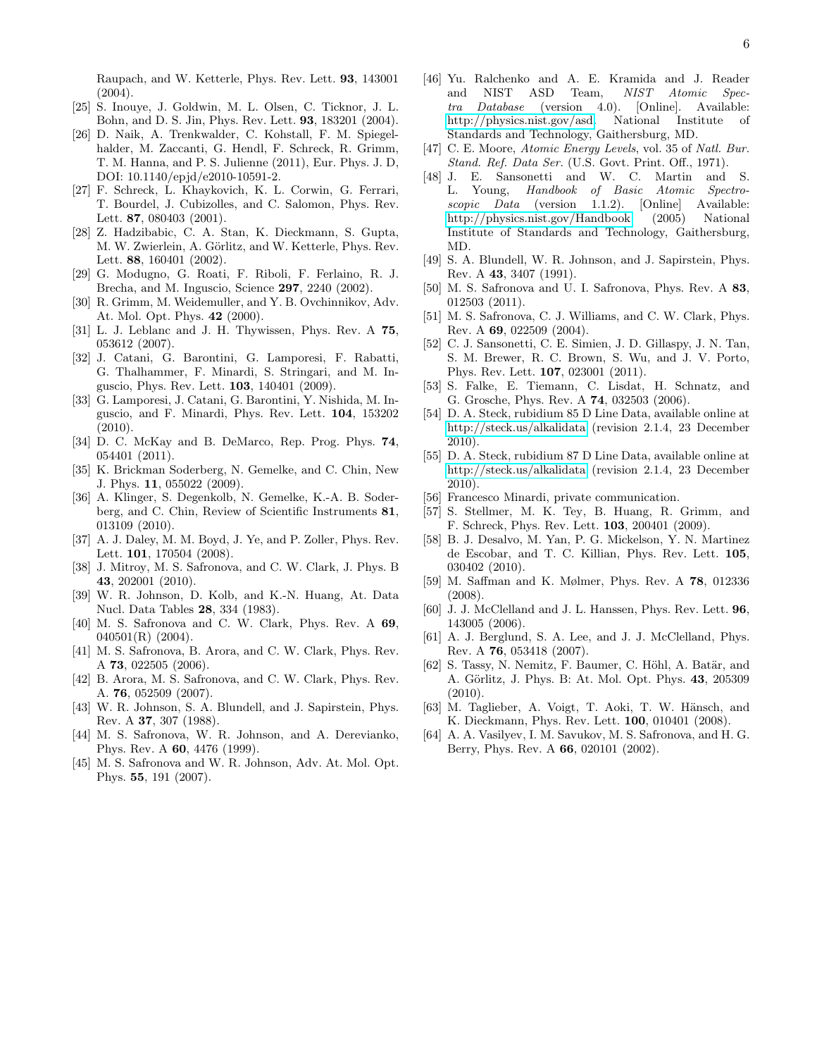Raupach, and W. Ketterle, Phys. Rev. Lett. **93**, 143001 (2004).

[25] S. Inouye, J. Goldwin, M. L. Olsen, C. Ticknor, J. L. Bohn, and D. S. Jin, Phys. Rev. Lett. **93**, 183201 (2004).

[26] D. Naik, A. Trenkwalder, C. Kohstall, F. M. Spiegelhalder, M. Zaccanti, G. Hendl, F. Schreck, R. Grimm, T. M. Hanna, and P. S. Julienne (2011), Eur. Phys. J. D, DOI: 10.1140/epjd/e2010-10591-2.

[27] F. Schreck, L. Khaykovich, K. L. Corwin, G. Ferrari, T. Bourdel, J. Cubizolles, and C. Salomon, Phys. Rev. Lett. **87**, 080403 (2001).

[28] Z. Hadzibabic, C. A. Stan, K. Dieckmann, S. Gupta, M. W. Zwierlein, A. Görlitz, and W. Ketterle, Phys. Rev. Lett. **88**, 160401 (2002).

[29] G. Modugno, G. Roati, F. Riboli, F. Ferlaino, R. J. Brecha, and M. Inguscio, Science **297**, 2240 (2002).

[30] R. Grimm, M. Weidemuller, and Y. B. Ovchinnikov, Adv. At. Mol. Opt. Phys. **42** (2000).

[31] L. J. Leblanc and J. H. Thywissen, Phys. Rev. A **75**, 053612 (2007).

[32] J. Catani, G. Barontini, G. Lamporesi, F. Rabatti, G. Thalhammer, F. Minardi, S. Stringari, and M. Inguscio, Phys. Rev. Lett. **103**, 140401 (2009).

[33] G. Lamporesi, J. Catani, G. Barontini, Y. Nishida, M. Inguscio, and F. Minardi, Phys. Rev. Lett. **104**, 153202 (2010).

[34] D. C. McKay and B. DeMarco, Rep. Prog. Phys. **74**, 054401 (2011).

[35] K. Brickman Soderberg, N. Gemelke, and C. Chin, New J. Phys. **11**, 055022 (2009).

[36] A. Klinger, S. Degenkolb, N. Gemelke, K.-A. B. Soderberg, and C. Chin, Review of Scientific Instruments **81**, 013109 (2010).

[37] A. J. Daley, M. M. Boyd, J. Ye, and P. Zoller, Phys. Rev. Lett. **101**, 170504 (2008).

[38] J. Mitroy, M. S. Safronova, and C. W. Clark, J. Phys. B **43**, 202001 (2010).

[39] W. R. Johnson, D. Kolb, and K.-N. Huang, At. Data Nucl. Data Tables **28**, 334 (1983).

[40] M. S. Safronova and C. W. Clark, Phys. Rev. A **69**, 040501(R) (2004).

[41] M. S. Safronova, B. Arora, and C. W. Clark, Phys. Rev. A **73**, 022505 (2006).

[42] B. Arora, M. S. Safronova, and C. W. Clark, Phys. Rev. A. **76**, 052509 (2007).

[43] W. R. Johnson, S. A. Blundell, and J. Sapirstein, Phys. Rev. A **37**, 307 (1988).

[44] M. S. Safronova, W. R. Johnson, and A. Derevianko, Phys. Rev. A **60**, 4476 (1999).

[45] M. S. Safronova and W. R. Johnson, Adv. At. Mol. Opt. Phys. **55**, 191 (2007).

[46] Yu. Ralchenko and A. E. Kramida and J. Reader and NIST ASD Team, *NIST Atomic Spectra Database* (version 4.0). [Online]. Available: http://physics.nist.gov/asd. National Institute of Standards and Technology, Gaithersburg, MD.

[47] C. E. Moore, *Atomic Energy Levels*, vol. 35 of *Natl. Bur. Stand. Ref. Data Ser.* (U.S. Govt. Print. Off., 1971).

[48] J. E. Sansonetti and W. C. Martin and S. L. Young, *Handbook of Basic Atomic Spectroscopic Data* (version 1.1.2). [Online] Available: http://physics.nist.gov/Handbook (2005) National Institute of Standards and Technology, Gaithersburg, MD.

[49] S. A. Blundell, W. R. Johnson, and J. Sapirstein, Phys. Rev. A **43**, 3407 (1991).

[50] M. S. Safronova and U. I. Safronova, Phys. Rev. A **83**, 012503 (2011).

[51] M. S. Safronova, C. J. Williams, and C. W. Clark, Phys. Rev. A **69**, 022509 (2004).

[52] C. J. Sansonetti, C. E. Simien, J. D. Gillaspy, J. N. Tan, S. M. Brewer, R. C. Brown, S. Wu, and J. V. Porto, Phys. Rev. Lett. **107**, 023001 (2011).

[53] S. Falke, E. Tiemann, C. Lisdat, H. Schnatz, and G. Grosche, Phys. Rev. A **74**, 032503 (2006).

[54] D. A. Steck, rubidium 85 D Line Data, available online at http://steck.us/alkalidata (revision 2.1.4, 23 December 2010).

[55] D. A. Steck, rubidium 87 D Line Data, available online at http://steck.us/alkalidata (revision 2.1.4, 23 December 2010).

[56] Francesco Minardi, private communication.

[57] S. Stellmer, M. K. Tey, B. Huang, R. Grimm, and F. Schreck, Phys. Rev. Lett. **103**, 200401 (2009).

[58] B. J. Desalvo, M. Yan, P. G. Mickelson, Y. N. Martinez de Escobar, and T. C. Killian, Phys. Rev. Lett. **105**, 030402 (2010).

[59] M. Saffman and K. Mølmer, Phys. Rev. A **78**, 012336 (2008).

[60] J. J. McClelland and J. L. Hanssen, Phys. Rev. Lett. **96**, 143005 (2006).

[61] A. J. Berglund, S. A. Lee, and J. J. McClelland, Phys. Rev. A **76**, 053418 (2007).

[62] S. Tassy, N. Nemitz, F. Baumer, C. Höhl, A. Batär, and A. Görlitz, J. Phys. B: At. Mol. Opt. Phys. **43**, 205309 (2010).

[63] M. Taglieber, A. Voigt, T. Aoki, T. W. Hänsch, and K. Dieckmann, Phys. Rev. Lett. **100**, 010401 (2008).

[64] A. A. Vasilyev, I. M. Savukov, M. S. Safronova, and H. G. Berry, Phys. Rev. A **66**, 020101 (2002).